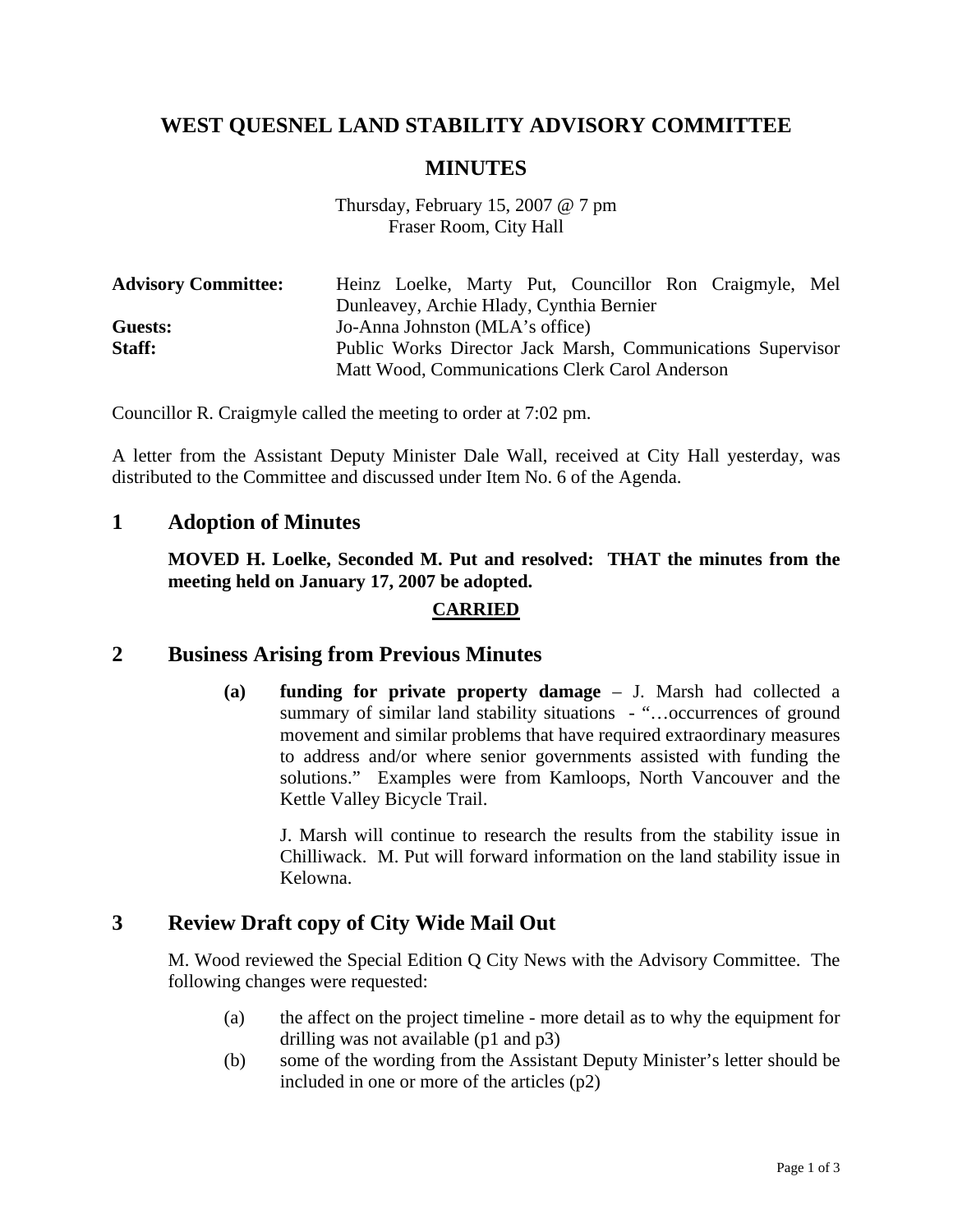# WEST QUESNEL LAND STABILITY ADVISORY COMMITTEE

## MINUTES

Thursday, February 15, 2007 @ 7 pm
Fraser Room, City Hall

**Advisory Committee:** Heinz Loelke, Marty Put, Councillor Ron Craigmyle, Mel Dunleavey, Archie Hlady, Cynthia Bernier
**Guests:** Jo-Anna Johnston (MLA's office)
**Staff:** Public Works Director Jack Marsh, Communications Supervisor Matt Wood, Communications Clerk Carol Anderson

Councillor R. Craigmyle called the meeting to order at 7:02 pm.

A letter from the Assistant Deputy Minister Dale Wall, received at City Hall yesterday, was distributed to the Committee and discussed under Item No. 6 of the Agenda.

## 1 Adoption of Minutes

**MOVED H. Loelke, Seconded M. Put and resolved: THAT the minutes from the meeting held on January 17, 2007 be adopted.**

**CARRIED**

## 2 Business Arising from Previous Minutes

**(a) funding for private property damage** – J. Marsh had collected a summary of similar land stability situations - "…occurrences of ground movement and similar problems that have required extraordinary measures to address and/or where senior governments assisted with funding the solutions." Examples were from Kamloops, North Vancouver and the Kettle Valley Bicycle Trail.

J. Marsh will continue to research the results from the stability issue in Chilliwack. M. Put will forward information on the land stability issue in Kelowna.

## 3 Review Draft copy of City Wide Mail Out

M. Wood reviewed the Special Edition Q City News with the Advisory Committee. The following changes were requested:

(a) the affect on the project timeline - more detail as to why the equipment for drilling was not available (p1 and p3)

(b) some of the wording from the Assistant Deputy Minister's letter should be included in one or more of the articles (p2)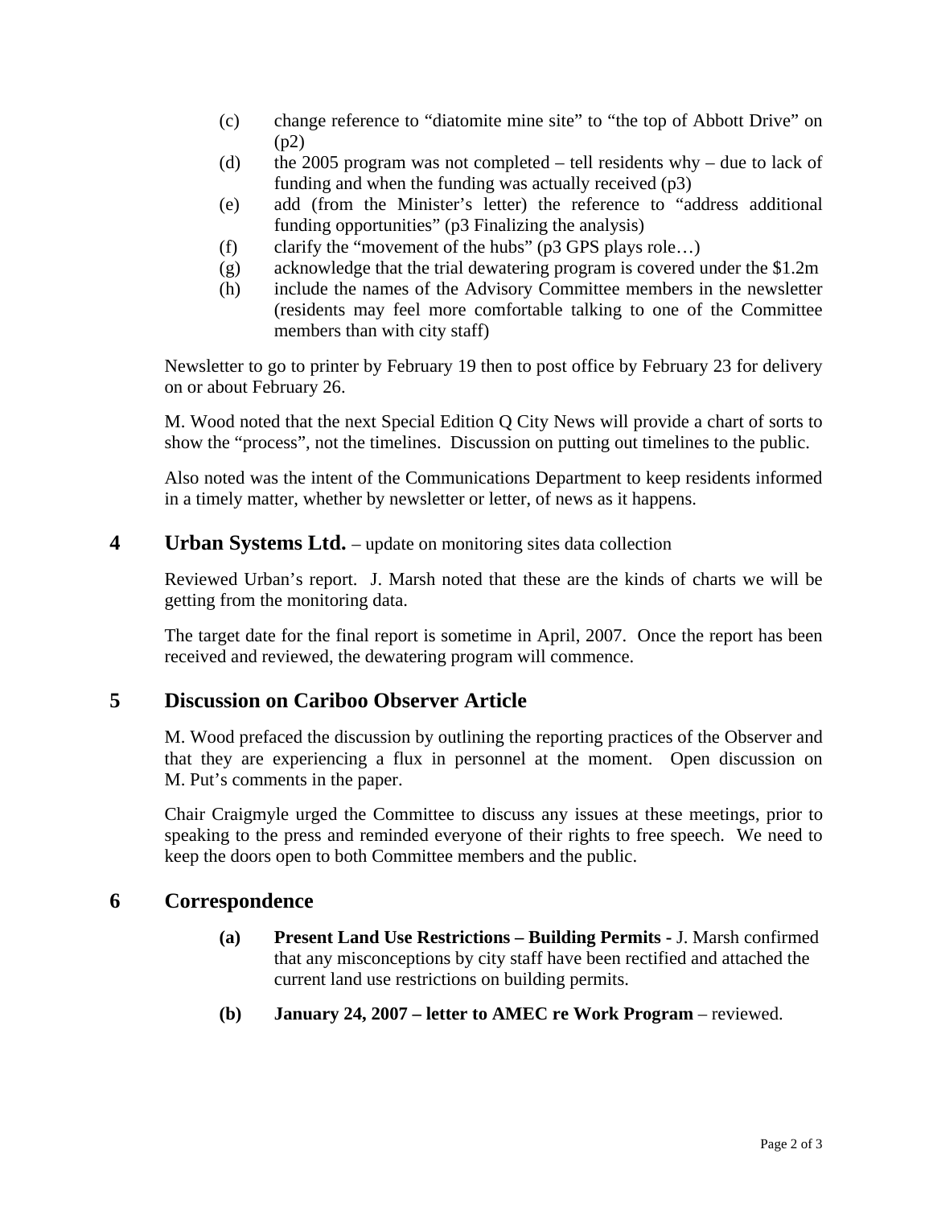(c) change reference to “diatomite mine site” to “the top of Abbott Drive” on (p2)

(d) the 2005 program was not completed – tell residents why – due to lack of funding and when the funding was actually received (p3)

(e) add (from the Minister’s letter) the reference to “address additional funding opportunities” (p3 Finalizing the analysis)

(f) clarify the “movement of the hubs” (p3 GPS plays role…)

(g) acknowledge that the trial dewatering program is covered under the $1.2m

(h) include the names of the Advisory Committee members in the newsletter (residents may feel more comfortable talking to one of the Committee members than with city staff)

Newsletter to go to printer by February 19 then to post office by February 23 for delivery on or about February 26.

M. Wood noted that the next Special Edition Q City News will provide a chart of sorts to show the “process”, not the timelines. Discussion on putting out timelines to the public.

Also noted was the intent of the Communications Department to keep residents informed in a timely matter, whether by newsletter or letter, of news as it happens.

## 4 Urban Systems Ltd. – update on monitoring sites data collection

Reviewed Urban’s report. J. Marsh noted that these are the kinds of charts we will be getting from the monitoring data.

The target date for the final report is sometime in April, 2007. Once the report has been received and reviewed, the dewatering program will commence.

## 5 Discussion on Cariboo Observer Article

M. Wood prefaced the discussion by outlining the reporting practices of the Observer and that they are experiencing a flux in personnel at the moment. Open discussion on M. Put’s comments in the paper.

Chair Craigmyle urged the Committee to discuss any issues at these meetings, prior to speaking to the press and reminded everyone of their rights to free speech. We need to keep the doors open to both Committee members and the public.

## 6 Correspondence

**(a) Present Land Use Restrictions – Building Permits -** J. Marsh confirmed that any misconceptions by city staff have been rectified and attached the current land use restrictions on building permits.

**(b) January 24, 2007 – letter to AMEC re Work Program** – reviewed.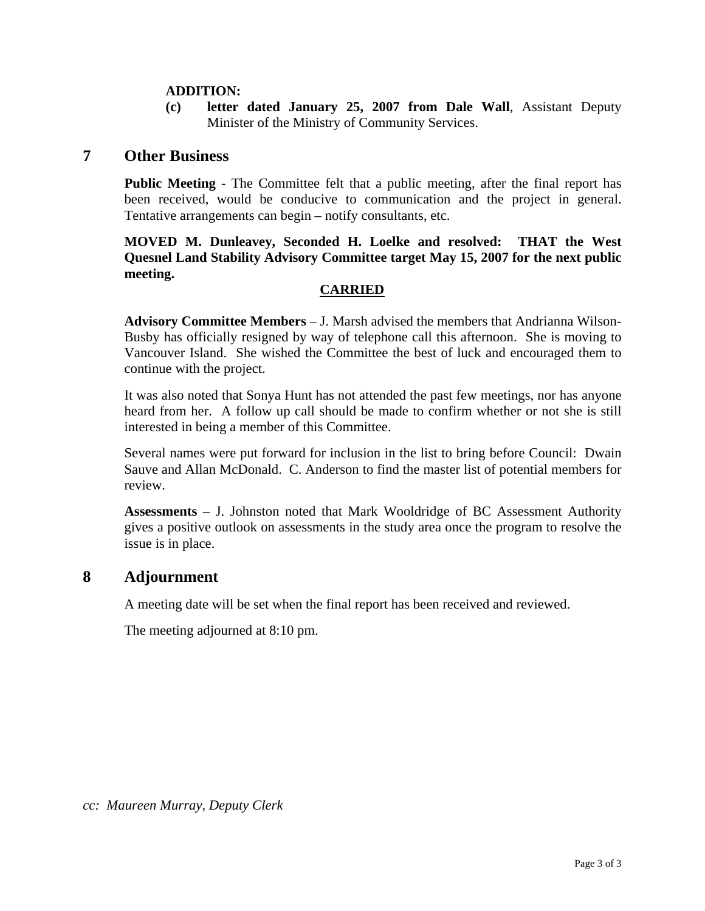**ADDITION:**

**(c)** **letter dated January 25, 2007 from Dale Wall**, Assistant Deputy Minister of the Ministry of Community Services.

## 7 Other Business

**Public Meeting** - The Committee felt that a public meeting, after the final report has been received, would be conducive to communication and the project in general. Tentative arrangements can begin – notify consultants, etc.

**MOVED M. Dunleavey, Seconded H. Loelke and resolved: THAT the West Quesnel Land Stability Advisory Committee target May 15, 2007 for the next public meeting.**

**CARRIED**

**Advisory Committee Members** – J. Marsh advised the members that Andrianna Wilson-Busby has officially resigned by way of telephone call this afternoon. She is moving to Vancouver Island. She wished the Committee the best of luck and encouraged them to continue with the project.

It was also noted that Sonya Hunt has not attended the past few meetings, nor has anyone heard from her. A follow up call should be made to confirm whether or not she is still interested in being a member of this Committee.

Several names were put forward for inclusion in the list to bring before Council: Dwain Sauve and Allan McDonald. C. Anderson to find the master list of potential members for review.

**Assessments** – J. Johnston noted that Mark Wooldridge of BC Assessment Authority gives a positive outlook on assessments in the study area once the program to resolve the issue is in place.

## 8 Adjournment

A meeting date will be set when the final report has been received and reviewed.

The meeting adjourned at 8:10 pm.

*cc: Maureen Murray, Deputy Clerk*